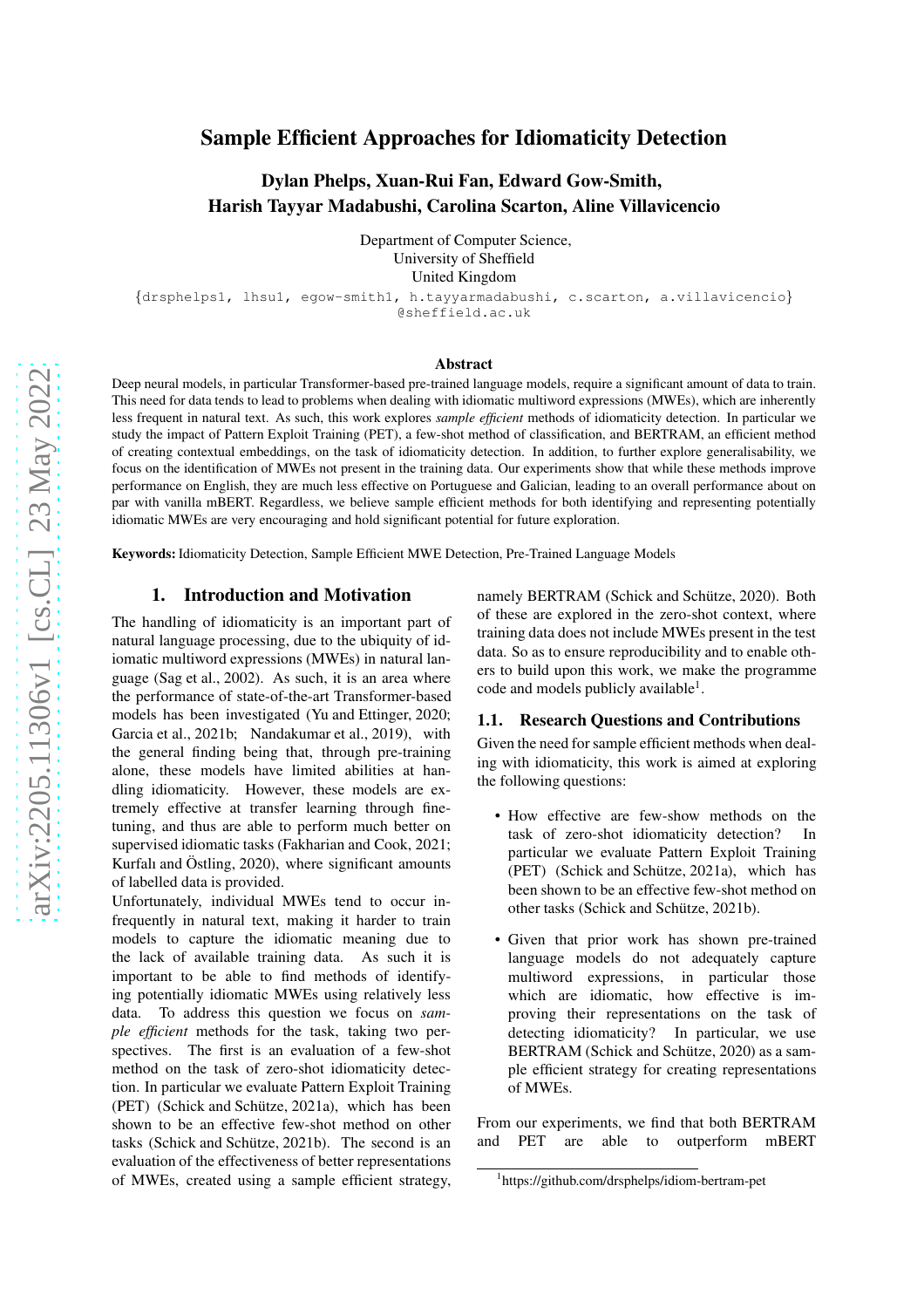# Sample Efficient Approaches for Idiomaticity Detection

**Dylan Phelps, Xuan-Rui Fan, Edward Gow-Smith, Harish Tayyar Madabushi, Carolina Scarton, Aline Villavicencio**

Department of Computer Science,
University of Sheffield
United Kingdom

{drsphelps1, lhsu1, egow-smith1, h.tayyarmadabushi, c.scarton, a.villavicencio}@sheffield.ac.uk

## Abstract

Deep neural models, in particular Transformer-based pre-trained language models, require a significant amount of data to train. This need for data tends to lead to problems when dealing with idiomatic multiword expressions (MWEs), which are inherently less frequent in natural text. As such, this work explores *sample efficient* methods of idiomaticity detection. In particular we study the impact of Pattern Exploit Training (PET), a few-shot method of classification, and BERTRAM, an efficient method of creating contextual embeddings, on the task of idiomaticity detection. In addition, to further explore generalisability, we focus on the identification of MWEs not present in the training data. Our experiments show that while these methods improve performance on English, they are much less effective on Portuguese and Galician, leading to an overall performance about on par with vanilla mBERT. Regardless, we believe sample efficient methods for both identifying and representing potentially idiomatic MWEs are very encouraging and hold significant potential for future exploration.

**Keywords:** Idiomaticity Detection, Sample Efficient MWE Detection, Pre-Trained Language Models

## 1. Introduction and Motivation

The handling of idiomaticity is an important part of natural language processing, due to the ubiquity of idiomatic multiword expressions (MWEs) in natural language (Sag et al., 2002). As such, it is an area where the performance of state-of-the-art Transformer-based models has been investigated (Yu and Ettinger, 2020; Garcia et al., 2021b; Nandakumar et al., 2019), with the general finding being that, through pre-training alone, these models have limited abilities at handling idiomaticity. However, these models are extremely effective at transfer learning through fine-tuning, and thus are able to perform much better on supervised idiomatic tasks (Fakharian and Cook, 2021; Kurfalı and Östling, 2020), where significant amounts of labelled data is provided.

Unfortunately, individual MWEs tend to occur infrequently in natural text, making it harder to train models to capture the idiomatic meaning due to the lack of available training data. As such it is important to be able to find methods of identifying potentially idiomatic MWEs using relatively less data. To address this question we focus on *sample efficient* methods for the task, taking two perspectives. The first is an evaluation of a few-shot method on the task of zero-shot idiomaticity detection. In particular we evaluate Pattern Exploit Training (PET) (Schick and Schütze, 2021a), which has been shown to be an effective few-shot method on other tasks (Schick and Schütze, 2021b). The second is an evaluation of the effectiveness of better representations of MWEs, created using a sample efficient strategy, namely BERTRAM (Schick and Schütze, 2020). Both of these are explored in the zero-shot context, where training data does not include MWEs present in the test data. So as to ensure reproducibility and to enable others to build upon this work, we make the programme code and models publicly available[1].

### 1.1. Research Questions and Contributions

Given the need for sample efficient methods when dealing with idiomaticity, this work is aimed at exploring the following questions:

- How effective are few-show methods on the task of zero-shot idiomaticity detection? In particular we evaluate Pattern Exploit Training (PET) (Schick and Schütze, 2021a), which has been shown to be an effective few-shot method on other tasks (Schick and Schütze, 2021b).
- Given that prior work has shown pre-trained language models do not adequately capture multiword expressions, in particular those which are idiomatic, how effective is improving their representations on the task of detecting idiomaticity? In particular, we use BERTRAM (Schick and Schütze, 2020) as a sample efficient strategy for creating representations of MWEs.

From our experiments, we find that both BERTRAM and PET are able to outperform mBERT

[1] https://github.com/drsphelps/idiom-bertram-pet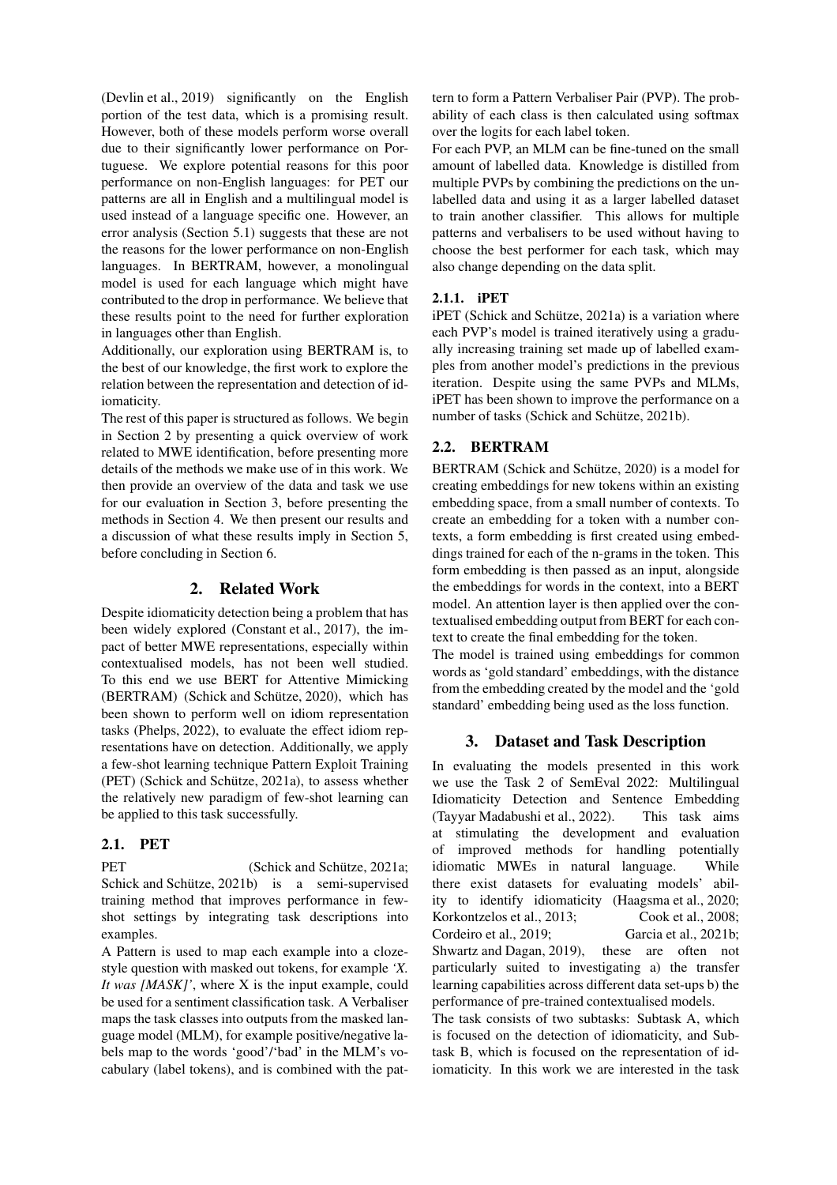(Devlin et al., 2019) significantly on the English portion of the test data, which is a promising result. However, both of these models perform worse overall due to their significantly lower performance on Portuguese. We explore potential reasons for this poor performance on non-English languages: for PET our patterns are all in English and a multilingual model is used instead of a language specific one. However, an error analysis (Section 5.1) suggests that these are not the reasons for the lower performance on non-English languages. In BERTRAM, however, a monolingual model is used for each language which might have contributed to the drop in performance. We believe that these results point to the need for further exploration in languages other than English.

Additionally, our exploration using BERTRAM is, to the best of our knowledge, the first work to explore the relation between the representation and detection of idiomaticity.

The rest of this paper is structured as follows. We begin in Section 2 by presenting a quick overview of work related to MWE identification, before presenting more details of the methods we make use of in this work. We then provide an overview of the data and task we use for our evaluation in Section 3, before presenting the methods in Section 4. We then present our results and a discussion of what these results imply in Section 5, before concluding in Section 6.

## 2. Related Work

Despite idiomaticity detection being a problem that has been widely explored (Constant et al., 2017), the impact of better MWE representations, especially within contextualised models, has not been well studied. To this end we use BERT for Attentive Mimicking (BERTRAM) (Schick and Schütze, 2020), which has been shown to perform well on idiom representation tasks (Phelps, 2022), to evaluate the effect idiom representations have on detection. Additionally, we apply a few-shot learning technique Pattern Exploit Training (PET) (Schick and Schütze, 2021a), to assess whether the relatively new paradigm of few-shot learning can be applied to this task successfully.

### 2.1. PET

PET (Schick and Schütze, 2021a; Schick and Schütze, 2021b) is a semi-supervised training method that improves performance in few-shot settings by integrating task descriptions into examples.

A Pattern is used to map each example into a cloze-style question with masked out tokens, for example *'X. It was [MASK]'*, where X is the input example, could be used for a sentiment classification task. A Verbaliser maps the task classes into outputs from the masked language model (MLM), for example positive/negative labels map to the words 'good'/'bad' in the MLM's vocabulary (label tokens), and is combined with the pattern to form a Pattern Verbaliser Pair (PVP). The probability of each class is then calculated using softmax over the logits for each label token.

For each PVP, an MLM can be fine-tuned on the small amount of labelled data. Knowledge is distilled from multiple PVPs by combining the predictions on the unlabelled data and using it as a larger labelled dataset to train another classifier. This allows for multiple patterns and verbalisers to be used without having to choose the best performer for each task, which may also change depending on the data split.

#### 2.1.1. iPET

iPET (Schick and Schütze, 2021a) is a variation where each PVP's model is trained iteratively using a gradually increasing training set made up of labelled examples from another model's predictions in the previous iteration. Despite using the same PVPs and MLMs, iPET has been shown to improve the performance on a number of tasks (Schick and Schütze, 2021b).

### 2.2. BERTRAM

BERTRAM (Schick and Schütze, 2020) is a model for creating embeddings for new tokens within an existing embedding space, from a small number of contexts. To create an embedding for a token with a number contexts, a form embedding is first created using embeddings trained for each of the n-grams in the token. This form embedding is then passed as an input, alongside the embeddings for words in the context, into a BERT model. An attention layer is then applied over the contextualised embedding output from BERT for each context to create the final embedding for the token.

The model is trained using embeddings for common words as 'gold standard' embeddings, with the distance from the embedding created by the model and the 'gold standard' embedding being used as the loss function.

## 3. Dataset and Task Description

In evaluating the models presented in this work we use the Task 2 of SemEval 2022: Multilingual Idiomaticity Detection and Sentence Embedding (Tayyar Madabushi et al., 2022). This task aims at stimulating the development and evaluation of improved methods for handling potentially idiomatic MWEs in natural language. While there exist datasets for evaluating models' ability to identify idiomaticity (Haagsma et al., 2020; Korkontzelos et al., 2013; Cook et al., 2008; Cordeiro et al., 2019; Garcia et al., 2021b; Shwartz and Dagan, 2019), these are often not particularly suited to investigating a) the transfer learning capabilities across different data set-ups b) the performance of pre-trained contextualised models.

The task consists of two subtasks: Subtask A, which is focused on the detection of idiomaticity, and Subtask B, which is focused on the representation of idiomaticity. In this work we are interested in the task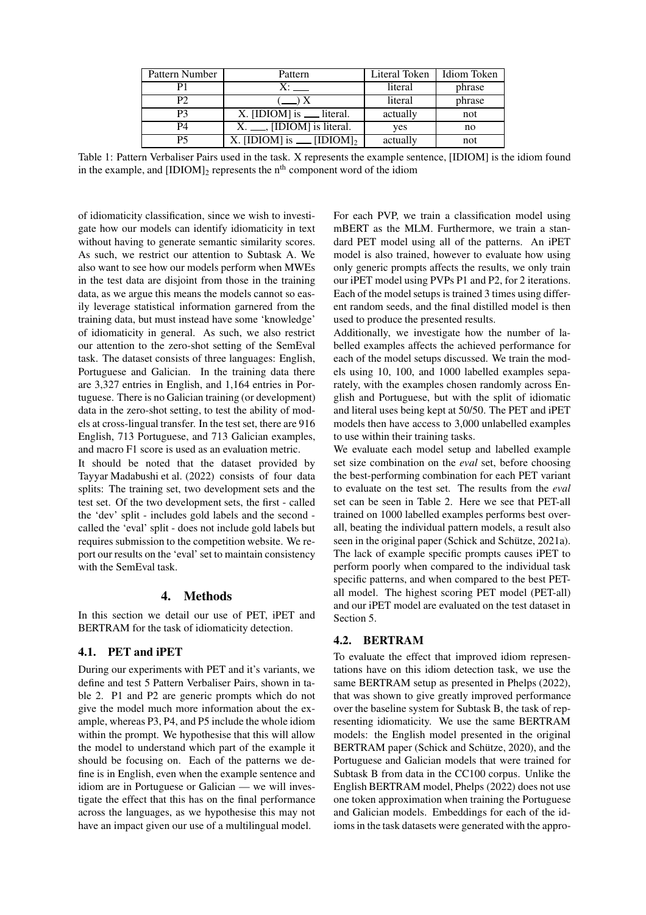| Pattern Number | Pattern | Literal Token | Idiom Token |
|---|---|---|---|
| P1 | X: ___ | literal | phrase |
| P2 | (___) X | literal | phrase |
| P3 | X. [IDIOM] is ___ literal. | actually | not |
| P4 | X. ___, [IDIOM] is literal. | yes | no |
| P5 | X. [IDIOM] is ___ $[\text{IDIOM}]_2$ | actually | not |

Table 1: Pattern Verbaliser Pairs used in the task. X represents the example sentence, [IDIOM] is the idiom found in the example, and $[\text{IDIOM}]_2$ represents the $n^{\text{th}}$ component word of the idiom

of idiomaticity classification, since we wish to investigate how our models can identify idiomaticity in text without having to generate semantic similarity scores. As such, we restrict our attention to Subtask A. We also want to see how our models perform when MWEs in the test data are disjoint from those in the training data, as we argue this means the models cannot so easily leverage statistical information garnered from the training data, but must instead have some 'knowledge' of idiomaticity in general. As such, we also restrict our attention to the zero-shot setting of the SemEval task. The dataset consists of three languages: English, Portuguese and Galician. In the training data there are 3,327 entries in English, and 1,164 entries in Portuguese. There is no Galician training (or development) data in the zero-shot setting, to test the ability of models at cross-lingual transfer. In the test set, there are 916 English, 713 Portuguese, and 713 Galician examples, and macro F1 score is used as an evaluation metric.

It should be noted that the dataset provided by Tayyar Madabushi et al. (2022) consists of four data splits: The training set, two development sets and the test set. Of the two development sets, the first - called the 'dev' split - includes gold labels and the second - called the 'eval' split - does not include gold labels but requires submission to the competition website. We report our results on the 'eval' set to maintain consistency with the SemEval task.

## 4. Methods

In this section we detail our use of PET, iPET and BERTRAM for the task of idiomaticity detection.

### 4.1. PET and iPET

During our experiments with PET and it's variants, we define and test 5 Pattern Verbaliser Pairs, shown in table 2. P1 and P2 are generic prompts which do not give the model much more information about the example, whereas P3, P4, and P5 include the whole idiom within the prompt. We hypothesise that this will allow the model to understand which part of the example it should be focusing on. Each of the patterns we define is in English, even when the example sentence and idiom are in Portuguese or Galician — we will investigate the effect that this has on the final performance across the languages, as we hypothesise this may not have an impact given our use of a multilingual model.

For each PVP, we train a classification model using mBERT as the MLM. Furthermore, we train a standard PET model using all of the patterns. An iPET model is also trained, however to evaluate how using only generic prompts affects the results, we only train our iPET model using PVPs P1 and P2, for 2 iterations. Each of the model setups is trained 3 times using different random seeds, and the final distilled model is then used to produce the presented results.

Additionally, we investigate how the number of labelled examples affects the achieved performance for each of the model setups discussed. We train the models using 10, 100, and 1000 labelled examples separately, with the examples chosen randomly across English and Portuguese, but with the split of idiomatic and literal uses being kept at 50/50. The PET and iPET models then have access to 3,000 unlabelled examples to use within their training tasks.

We evaluate each model setup and labelled example set size combination on the *eval* set, before choosing the best-performing combination for each PET variant to evaluate on the test set. The results from the *eval* set can be seen in Table 2. Here we see that PET-all trained on 1000 labelled examples performs best overall, beating the individual pattern models, a result also seen in the original paper (Schick and Schütze, 2021a). The lack of example specific prompts causes iPET to perform poorly when compared to the individual task specific patterns, and when compared to the best PET-all model. The highest scoring PET model (PET-all) and our iPET model are evaluated on the test dataset in Section 5.

### 4.2. BERTRAM

To evaluate the effect that improved idiom representations have on this idiom detection task, we use the same BERTRAM setup as presented in Phelps (2022), that was shown to give greatly improved performance over the baseline system for Subtask B, the task of representing idiomaticity. We use the same BERTRAM models: the English model presented in the original BERTRAM paper (Schick and Schütze, 2020), and the Portuguese and Galician models that were trained for Subtask B from data in the CC100 corpus. Unlike the English BERTRAM model, Phelps (2022) does not use one token approximation when training the Portuguese and Galician models. Embeddings for each of the idioms in the task datasets were generated with the appro-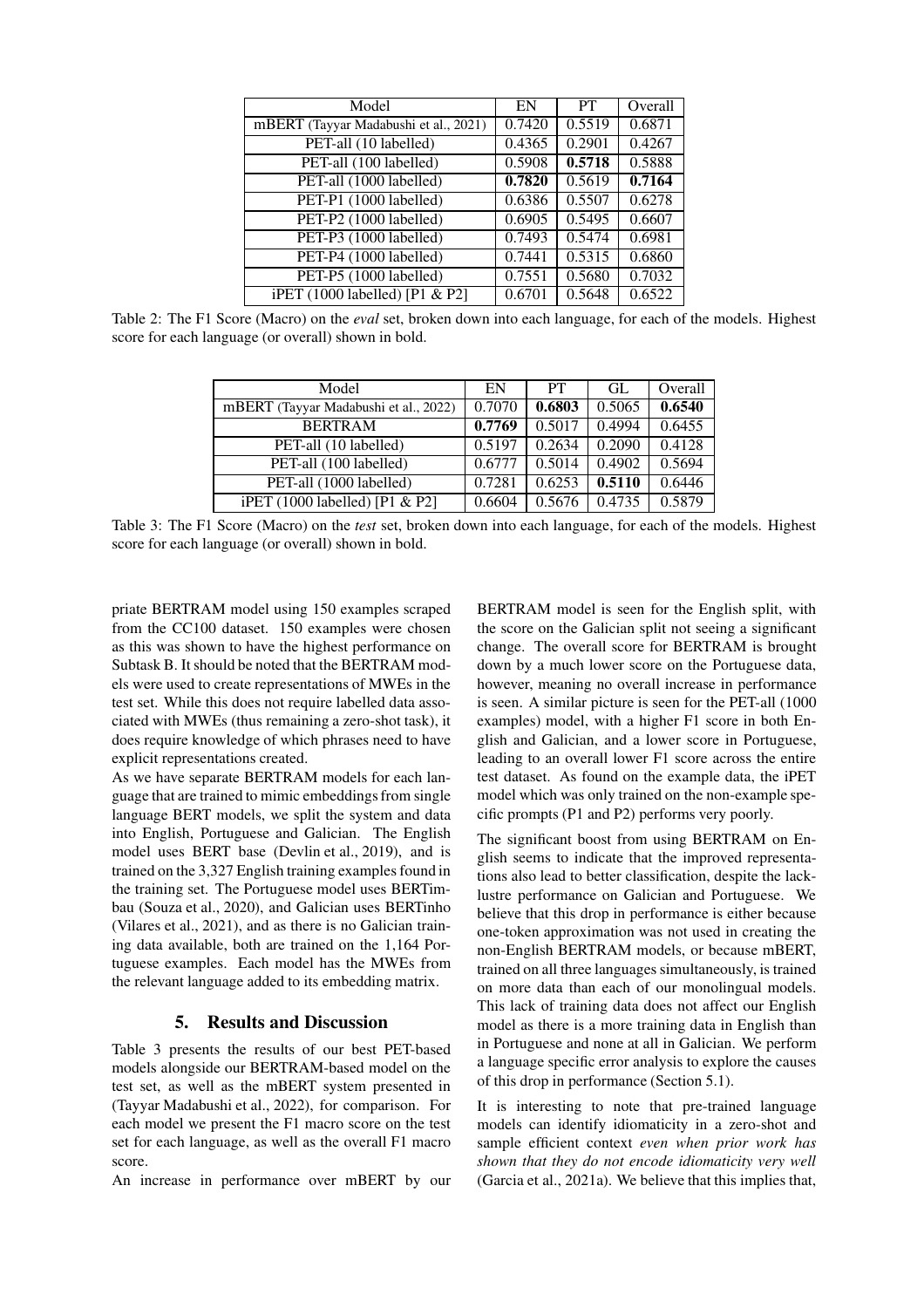| Model | EN | PT | Overall |
|---|---|---|---|
| mBERT (Tayyar Madabushi et al., 2021) | 0.7420 | 0.5519 | 0.6871 |
| PET-all (10 labelled) | 0.4365 | 0.2901 | 0.4267 |
| PET-all (100 labelled) | 0.5908 | **0.5718** | 0.5888 |
| PET-all (1000 labelled) | **0.7820** | 0.5619 | **0.7164** |
| PET-P1 (1000 labelled) | 0.6386 | 0.5507 | 0.6278 |
| PET-P2 (1000 labelled) | 0.6905 | 0.5495 | 0.6607 |
| PET-P3 (1000 labelled) | 0.7493 | 0.5474 | 0.6981 |
| PET-P4 (1000 labelled) | 0.7441 | 0.5315 | 0.6860 |
| PET-P5 (1000 labelled) | 0.7551 | 0.5680 | 0.7032 |
| iPET (1000 labelled) [P1 & P2] | 0.6701 | 0.5648 | 0.6522 |

Table 2: The F1 Score (Macro) on the *eval* set, broken down into each language, for each of the models. Highest score for each language (or overall) shown in bold.

| Model | EN | PT | GL | Overall |
|---|---|---|---|---|
| mBERT (Tayyar Madabushi et al., 2022) | 0.7070 | **0.6803** | 0.5065 | **0.6540** |
| BERTRAM | **0.7769** | 0.5017 | 0.4994 | 0.6455 |
| PET-all (10 labelled) | 0.5197 | 0.2634 | 0.2090 | 0.4128 |
| PET-all (100 labelled) | 0.6777 | 0.5014 | 0.4902 | 0.5694 |
| PET-all (1000 labelled) | 0.7281 | 0.6253 | **0.5110** | 0.6446 |
| iPET (1000 labelled) [P1 & P2] | 0.6604 | 0.5676 | 0.4735 | 0.5879 |

Table 3: The F1 Score (Macro) on the *test* set, broken down into each language, for each of the models. Highest score for each language (or overall) shown in bold.

priate BERTRAM model using 150 examples scraped from the CC100 dataset. 150 examples were chosen as this was shown to have the highest performance on Subtask B. It should be noted that the BERTRAM models were used to create representations of MWEs in the test set. While this does not require labelled data associated with MWEs (thus remaining a zero-shot task), it does require knowledge of which phrases need to have explicit representations created.

As we have separate BERTRAM models for each language that are trained to mimic embeddings from single language BERT models, we split the system and data into English, Portuguese and Galician. The English model uses BERT base (Devlin et al., 2019), and is trained on the 3,327 English training examples found in the training set. The Portuguese model uses BERTimbau (Souza et al., 2020), and Galician uses BERTinho (Vilares et al., 2021), and as there is no Galician training data available, both are trained on the 1,164 Portuguese examples. Each model has the MWEs from the relevant language added to its embedding matrix.

## 5. Results and Discussion

Table 3 presents the results of our best PET-based models alongside our BERTRAM-based model on the test set, as well as the mBERT system presented in (Tayyar Madabushi et al., 2022), for comparison. For each model we present the F1 macro score on the test set for each language, as well as the overall F1 macro score.

An increase in performance over mBERT by our BERTRAM model is seen for the English split, with the score on the Galician split not seeing a significant change. The overall score for BERTRAM is brought down by a much lower score on the Portuguese data, however, meaning no overall increase in performance is seen. A similar picture is seen for the PET-all (1000 examples) model, with a higher F1 score in both English and Galician, and a lower score in Portuguese, leading to an overall lower F1 score across the entire test dataset. As found on the example data, the iPET model which was only trained on the non-example specific prompts (P1 and P2) performs very poorly.

The significant boost from using BERTRAM on English seems to indicate that the improved representations also lead to better classification, despite the lacklustre performance on Galician and Portuguese. We believe that this drop in performance is either because one-token approximation was not used in creating the non-English BERTRAM models, or because mBERT, trained on all three languages simultaneously, is trained on more data than each of our monolingual models. This lack of training data does not affect our English model as there is a more training data in English than in Portuguese and none at all in Galician. We perform a language specific error analysis to explore the causes of this drop in performance (Section 5.1).

It is interesting to note that pre-trained language models can identify idiomaticity in a zero-shot and sample efficient context *even when prior work has shown that they do not encode idiomaticity very well* (Garcia et al., 2021a). We believe that this implies that,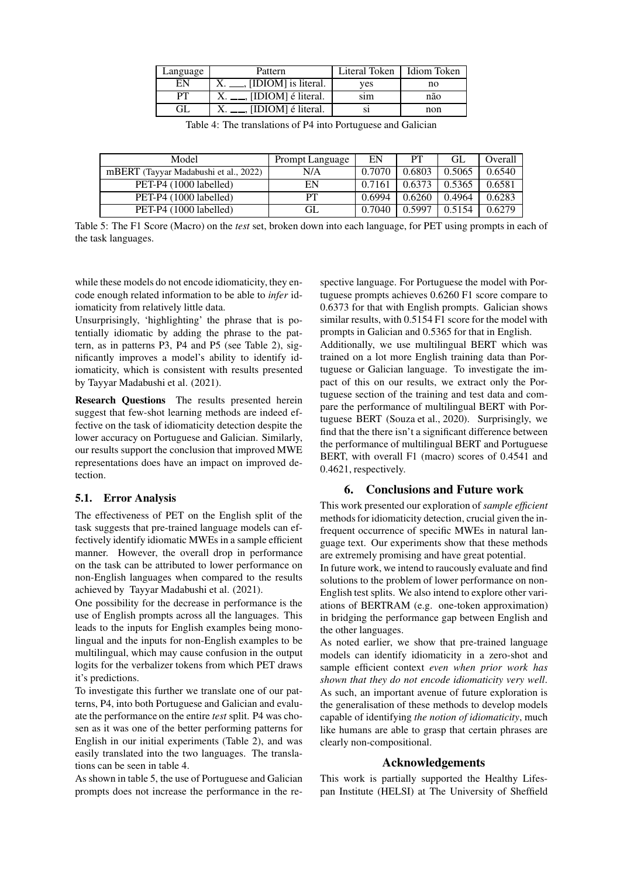| Language | Pattern | Literal Token | Idiom Token |
|---|---|---|---|
| EN | X. ___, [IDIOM] is literal. | yes | no |
| PT | X. ___, [IDIOM] é literal. | sim | não |
| GL | X. ___, [IDIOM] é literal. | si | non |

Table 4: The translations of P4 into Portuguese and Galician

| Model | Prompt Language | EN | PT | GL | Overall |
|---|---|---|---|---|---|
| mBERT (Tayyar Madabushi et al., 2022) | N/A | 0.7070 | 0.6803 | 0.5065 | 0.6540 |
| PET-P4 (1000 labelled) | EN | 0.7161 | 0.6373 | 0.5365 | 0.6581 |
| PET-P4 (1000 labelled) | PT | 0.6994 | 0.6260 | 0.4964 | 0.6283 |
| PET-P4 (1000 labelled) | GL | 0.7040 | 0.5997 | 0.5154 | 0.6279 |

Table 5: The F1 Score (Macro) on the *test* set, broken down into each language, for PET using prompts in each of the task languages.

while these models do not encode idiomaticity, they encode enough related information to be able to *infer* idiomaticity from relatively little data.

Unsurprisingly, 'highlighting' the phrase that is potentially idiomatic by adding the phrase to the pattern, as in patterns P3, P4 and P5 (see Table 2), significantly improves a model's ability to identify idiomaticity, which is consistent with results presented by Tayyar Madabushi et al. (2021).

**Research Questions** The results presented herein suggest that few-shot learning methods are indeed effective on the task of idiomaticity detection despite the lower accuracy on Portuguese and Galician. Similarly, our results support the conclusion that improved MWE representations does have an impact on improved detection.

### 5.1. Error Analysis

The effectiveness of PET on the English split of the task suggests that pre-trained language models can effectively identify idiomatic MWEs in a sample efficient manner. However, the overall drop in performance on the task can be attributed to lower performance on non-English languages when compared to the results achieved by Tayyar Madabushi et al. (2021).

One possibility for the decrease in performance is the use of English prompts across all the languages. This leads to the inputs for English examples being monolingual and the inputs for non-English examples to be multilingual, which may cause confusion in the output logits for the verbalizer tokens from which PET draws it's predictions.

To investigate this further we translate one of our patterns, P4, into both Portuguese and Galician and evaluate the performance on the entire *test* split. P4 was chosen as it was one of the better performing patterns for English in our initial experiments (Table 2), and was easily translated into the two languages. The translations can be seen in table 4.

As shown in table 5, the use of Portuguese and Galician prompts does not increase the performance in the respective language. For Portuguese the model with Portuguese prompts achieves 0.6260 F1 score compare to 0.6373 for that with English prompts. Galician shows similar results, with 0.5154 F1 score for the model with prompts in Galician and 0.5365 for that in English.

Additionally, we use multilingual BERT which was trained on a lot more English training data than Portuguese or Galician language. To investigate the impact of this on our results, we extract only the Portuguese section of the training and test data and compare the performance of multilingual BERT with Portuguese BERT (Souza et al., 2020). Surprisingly, we find that the there isn't a significant difference between the performance of multilingual BERT and Portuguese BERT, with overall F1 (macro) scores of 0.4541 and 0.4621, respectively.

## 6. Conclusions and Future work

This work presented our exploration of *sample efficient* methods for idiomaticity detection, crucial given the infrequent occurrence of specific MWEs in natural language text. Our experiments show that these methods are extremely promising and have great potential.

In future work, we intend to raucously evaluate and find solutions to the problem of lower performance on non-English test splits. We also intend to explore other variations of BERTRAM (e.g. one-token approximation) in bridging the performance gap between English and the other languages.

As noted earlier, we show that pre-trained language models can identify idiomaticity in a zero-shot and sample efficient context *even when prior work has shown that they do not encode idiomaticity very well*. As such, an important avenue of future exploration is the generalisation of these methods to develop models capable of identifying *the notion of idiomaticity*, much like humans are able to grasp that certain phrases are clearly non-compositional.

## Acknowledgements

This work is partially supported the Healthy Lifespan Institute (HELSI) at The University of Sheffield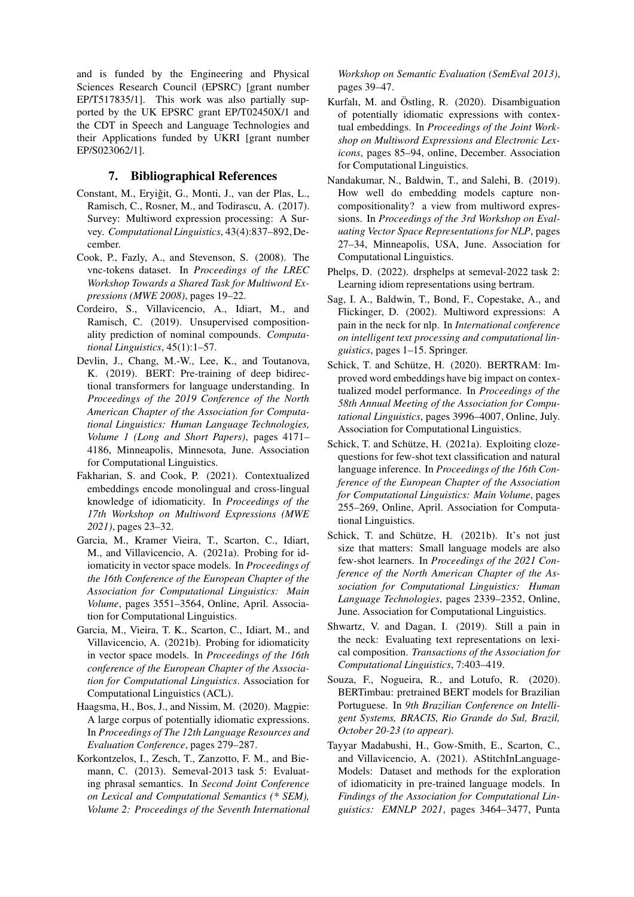and is funded by the Engineering and Physical Sciences Research Council (EPSRC) [grant number EP/T517835/1]. This work was also partially supported by the UK EPSRC grant EP/T02450X/1 and the CDT in Speech and Language Technologies and their Applications funded by UKRI [grant number EP/S023062/1].

## 7. Bibliographical References

Constant, M., Eryiğit, G., Monti, J., van der Plas, L., Ramisch, C., Rosner, M., and Todirascu, A. (2017). Survey: Multiword expression processing: A Survey. *Computational Linguistics*, 43(4):837–892, December.

Cook, P., Fazly, A., and Stevenson, S. (2008). The vnc-tokens dataset. In *Proceedings of the LREC Workshop Towards a Shared Task for Multiword Expressions (MWE 2008)*, pages 19–22.

Cordeiro, S., Villavicencio, A., Idiart, M., and Ramisch, C. (2019). Unsupervised compositionality prediction of nominal compounds. *Computational Linguistics*, 45(1):1–57.

Devlin, J., Chang, M.-W., Lee, K., and Toutanova, K. (2019). BERT: Pre-training of deep bidirectional transformers for language understanding. In *Proceedings of the 2019 Conference of the North American Chapter of the Association for Computational Linguistics: Human Language Technologies, Volume 1 (Long and Short Papers)*, pages 4171–4186, Minneapolis, Minnesota, June. Association for Computational Linguistics.

Fakharian, S. and Cook, P. (2021). Contextualized embeddings encode monolingual and cross-lingual knowledge of idiomaticity. In *Proceedings of the 17th Workshop on Multiword Expressions (MWE 2021)*, pages 23–32.

Garcia, M., Kramer Vieira, T., Scarton, C., Idiart, M., and Villavicencio, A. (2021a). Probing for idiomaticity in vector space models. In *Proceedings of the 16th Conference of the European Chapter of the Association for Computational Linguistics: Main Volume*, pages 3551–3564, Online, April. Association for Computational Linguistics.

Garcia, M., Vieira, T. K., Scarton, C., Idiart, M., and Villavicencio, A. (2021b). Probing for idiomaticity in vector space models. In *Proceedings of the 16th conference of the European Chapter of the Association for Computational Linguistics*. Association for Computational Linguistics (ACL).

Haagsma, H., Bos, J., and Nissim, M. (2020). Magpie: A large corpus of potentially idiomatic expressions. In *Proceedings of The 12th Language Resources and Evaluation Conference*, pages 279–287.

Korkontzelos, I., Zesch, T., Zanzotto, F. M., and Biemann, C. (2013). Semeval-2013 task 5: Evaluating phrasal semantics. In *Second Joint Conference on Lexical and Computational Semantics (* SEM), Volume 2: Proceedings of the Seventh International Workshop on Semantic Evaluation (SemEval 2013)*, pages 39–47.

Kurfalı, M. and Östling, R. (2020). Disambiguation of potentially idiomatic expressions with contextual embeddings. In *Proceedings of the Joint Workshop on Multiword Expressions and Electronic Lexicons*, pages 85–94, online, December. Association for Computational Linguistics.

Nandakumar, N., Baldwin, T., and Salehi, B. (2019). How well do embedding models capture non-compositionality? a view from multiword expressions. In *Proceedings of the 3rd Workshop on Evaluating Vector Space Representations for NLP*, pages 27–34, Minneapolis, USA, June. Association for Computational Linguistics.

Phelps, D. (2022). drsphelps at semeval-2022 task 2: Learning idiom representations using bertram.

Sag, I. A., Baldwin, T., Bond, F., Copestake, A., and Flickinger, D. (2002). Multiword expressions: A pain in the neck for nlp. In *International conference on intelligent text processing and computational linguistics*, pages 1–15. Springer.

Schick, T. and Schütze, H. (2020). BERTRAM: Improved word embeddings have big impact on contextualized model performance. In *Proceedings of the 58th Annual Meeting of the Association for Computational Linguistics*, pages 3996–4007, Online, July. Association for Computational Linguistics.

Schick, T. and Schütze, H. (2021a). Exploiting cloze-questions for few-shot text classification and natural language inference. In *Proceedings of the 16th Conference of the European Chapter of the Association for Computational Linguistics: Main Volume*, pages 255–269, Online, April. Association for Computational Linguistics.

Schick, T. and Schütze, H. (2021b). It's not just size that matters: Small language models are also few-shot learners. In *Proceedings of the 2021 Conference of the North American Chapter of the Association for Computational Linguistics: Human Language Technologies*, pages 2339–2352, Online, June. Association for Computational Linguistics.

Shwartz, V. and Dagan, I. (2019). Still a pain in the neck: Evaluating text representations on lexical composition. *Transactions of the Association for Computational Linguistics*, 7:403–419.

Souza, F., Nogueira, R., and Lotufo, R. (2020). BERTimbau: pretrained BERT models for Brazilian Portuguese. In *9th Brazilian Conference on Intelligent Systems, BRACIS, Rio Grande do Sul, Brazil, October 20-23 (to appear)*.

Tayyar Madabushi, H., Gow-Smith, E., Scarton, C., and Villavicencio, A. (2021). AStitchInLanguageModels: Dataset and methods for the exploration of idiomaticity in pre-trained language models. In *Findings of the Association for Computational Linguistics: EMNLP 2021*, pages 3464–3477, Punta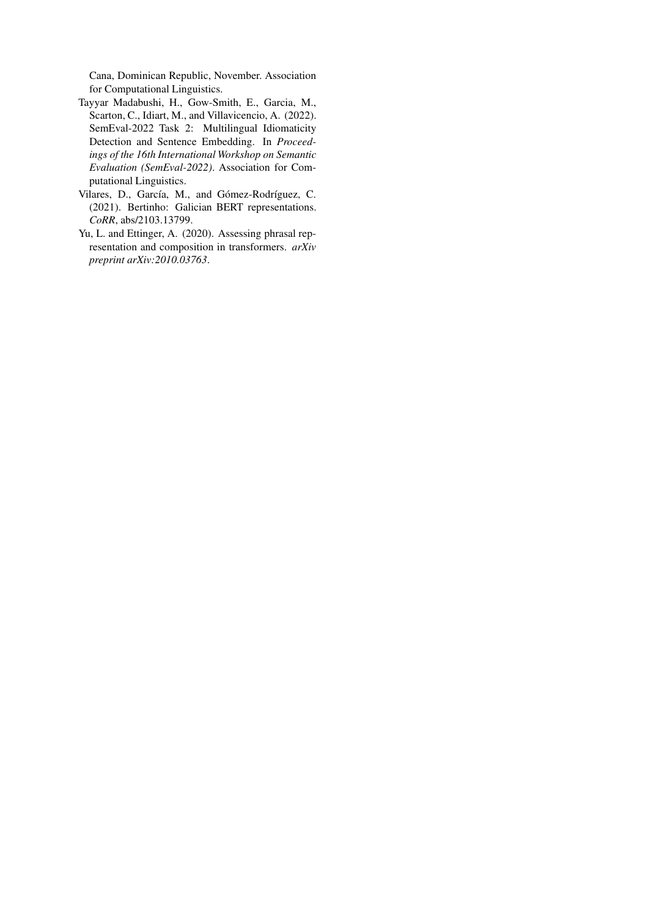Cana, Dominican Republic, November. Association for Computational Linguistics.

Tayyar Madabushi, H., Gow-Smith, E., Garcia, M., Scarton, C., Idiart, M., and Villavicencio, A. (2022). SemEval-2022 Task 2: Multilingual Idiomaticity Detection and Sentence Embedding. In *Proceedings of the 16th International Workshop on Semantic Evaluation (SemEval-2022)*. Association for Computational Linguistics.

Vilares, D., García, M., and Gómez-Rodríguez, C. (2021). Bertinho: Galician BERT representations. *CoRR*, abs/2103.13799.

Yu, L. and Ettinger, A. (2020). Assessing phrasal representation and composition in transformers. *arXiv preprint arXiv:2010.03763*.